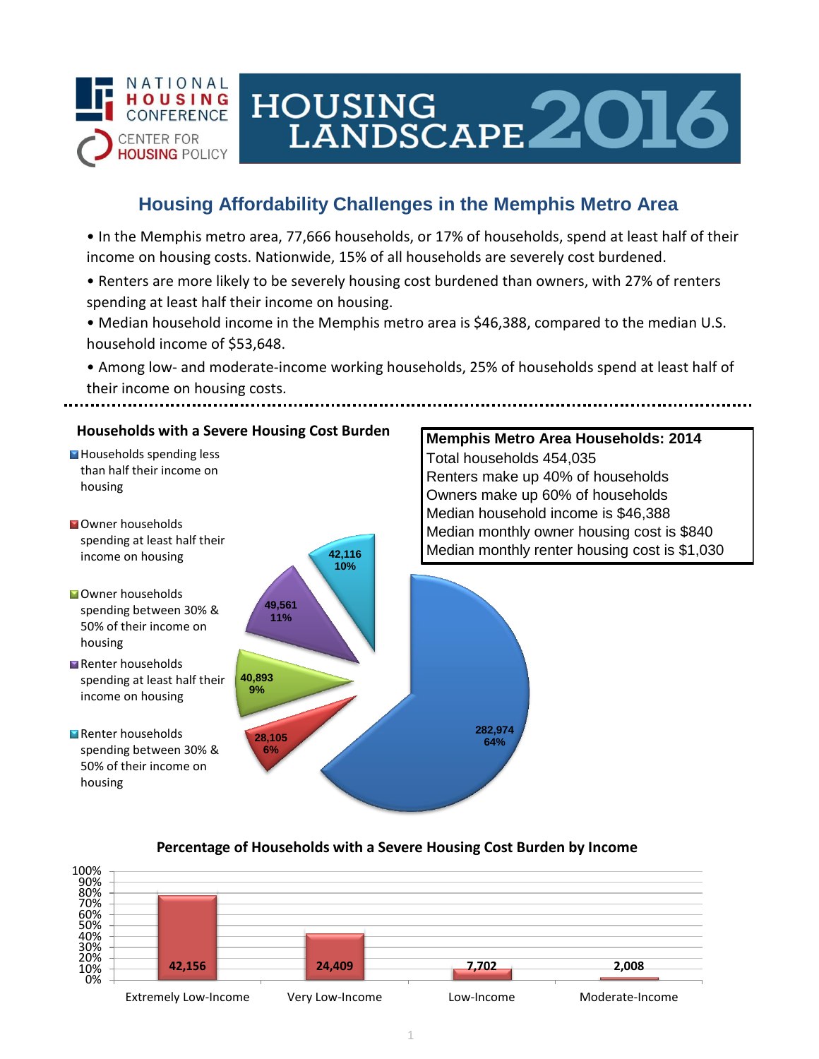NATIONAL HOUSING CONFERENCE
CENTER FOR HOUSING POLICY

# HOUSING LANDSCAPE 2016

## Housing Affordability Challenges in the Memphis Metro Area

- In the Memphis metro area, 77,666 households, or 17% of households, spend at least half of their income on housing costs. Nationwide, 15% of all households are severely cost burdened.
- Renters are more likely to be severely housing cost burdened than owners, with 27% of renters spending at least half their income on housing.
- Median household income in the Memphis metro area is $46,388, compared to the median U.S. household income of $53,648.
- Among low- and moderate-income working households, 25% of households spend at least half of their income on housing costs.

### Households with a Severe Housing Cost Burden

| Category | Households | Percent |
|---|---|---|
| Households spending less than half their income on housing | 282,974 | 64% |
| Owner households spending at least half their income on housing | 28,105 | 6% |
| Owner households spending between 30% & 50% of their income on housing | 40,893 | 9% |
| Renter households spending at least half their income on housing | 49,561 | 11% |
| Renter households spending between 30% & 50% of their income on housing | 42,116 | 10% |

### Memphis Metro Area Households: 2014

Total households 454,035
Renters make up 40% of households
Owners make up 60% of households
Median household income is $46,388
Median monthly owner housing cost is $840
Median monthly renter housing cost is $1,030

### Percentage of Households with a Severe Housing Cost Burden by Income

| Income Level | Households |
|---|---|
| Extremely Low-Income | 42,156 |
| Very Low-Income | 24,409 |
| Low-Income | 7,702 |
| Moderate-Income | 2,008 |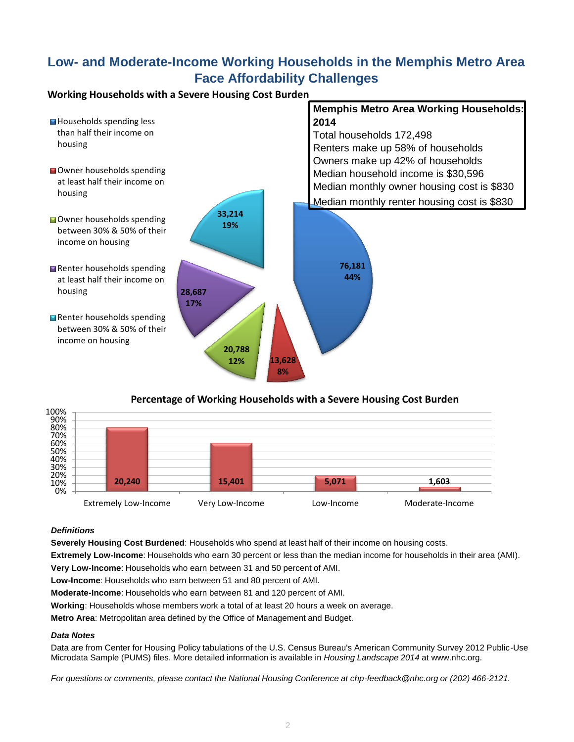# Low- and Moderate-Income Working Households in the Memphis Metro Area Face Affordability Challenges

## Working Households with a Severe Housing Cost Burden

**Memphis Metro Area Working Households: 2014**

Total households 172,498

Renters make up 58% of households

Owners make up 42% of households

Median household income is $30,596

Median monthly owner housing cost is $830

Median monthly renter housing cost is $830

Households spending less than half their income on housing

Owner households spending at least half their income on housing

Owner households spending between 30% & 50% of their income on housing

Renter households spending at least half their income on housing

Renter households spending between 30% & 50% of their income on housing

33,214
19%

76,181
44%

28,687
17%

20,788
12%

13,628
8%

## Percentage of Working Households with a Severe Housing Cost Burden

100%
90%
80%
70%
60%
50%
40%
30%
20%
10%
0%

20,240
15,401
5,071
1,603

Extremely Low-Income
Very Low-Income
Low-Income
Moderate-Income

***Definitions***

**Severely Housing Cost Burdened**: Households who spend at least half of their income on housing costs.

**Extremely Low-Income**: Households who earn 30 percent or less than the median income for households in their area (AMI).

**Very Low-Income**: Households who earn between 31 and 50 percent of AMI.

**Low-Income**: Households who earn between 51 and 80 percent of AMI.

**Moderate-Income**: Households who earn between 81 and 120 percent of AMI.

**Working**: Households whose members work a total of at least 20 hours a week on average.

**Metro Area**: Metropolitan area defined by the Office of Management and Budget.

***Data Notes***

Data are from Center for Housing Policy tabulations of the U.S. Census Bureau's American Community Survey 2012 Public-Use Microdata Sample (PUMS) files. More detailed information is available in *Housing Landscape 2014* at www.nhc.org.

*For questions or comments, please contact the National Housing Conference at chp-feedback@nhc.org or (202) 466-2121.*